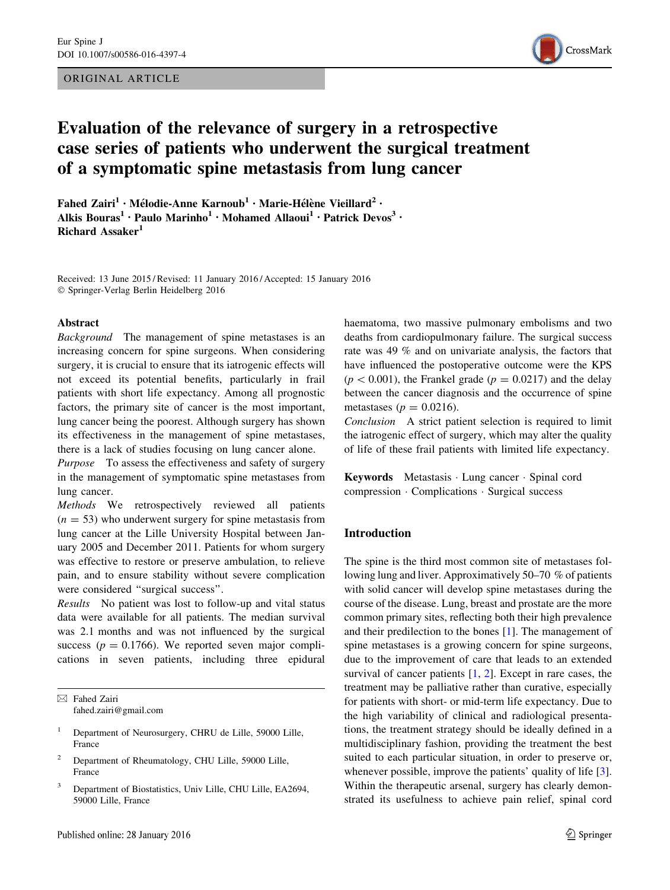ORIGINAL ARTICLE

# Evaluation of the relevance of surgery in a retrospective case series of patients who underwent the surgical treatment of a symptomatic spine metastasis from lung cancer

**Fahed Zairi[1] · Mélodie-Anne Karnoub[1] · Marie-Hélène Vieillard[2] · Alkis Bouras[1] · Paulo Marinho[1] · Mohamed Allaoui[1] · Patrick Devos[3] · Richard Assaker[1]**

Received: 13 June 2015 / Revised: 11 January 2016 / Accepted: 15 January 2016
© Springer-Verlag Berlin Heidelberg 2016

## Abstract

*Background* The management of spine metastases is an increasing concern for spine surgeons. When considering surgery, it is crucial to ensure that its iatrogenic effects will not exceed its potential benefits, particularly in frail patients with short life expectancy. Among all prognostic factors, the primary site of cancer is the most important, lung cancer being the poorest. Although surgery has shown its effectiveness in the management of spine metastases, there is a lack of studies focusing on lung cancer alone.

*Purpose* To assess the effectiveness and safety of surgery in the management of symptomatic spine metastases from lung cancer.

*Methods* We retrospectively reviewed all patients ($n = 53$) who underwent surgery for spine metastasis from lung cancer at the Lille University Hospital between January 2005 and December 2011. Patients for whom surgery was effective to restore or preserve ambulation, to relieve pain, and to ensure stability without severe complication were considered "surgical success".

*Results* No patient was lost to follow-up and vital status data were available for all patients. The median survival was 2.1 months and was not influenced by the surgical success ($p = 0.1766$). We reported seven major complications in seven patients, including three epidural haematoma, two massive pulmonary embolisms and two deaths from cardiopulmonary failure. The surgical success rate was 49 % and on univariate analysis, the factors that have influenced the postoperative outcome were the KPS ($p < 0.001$), the Frankel grade ($p = 0.0217$) and the delay between the cancer diagnosis and the occurrence of spine metastases ($p = 0.0216$).

*Conclusion* A strict patient selection is required to limit the iatrogenic effect of surgery, which may alter the quality of life of these frail patients with limited life expectancy.

**Keywords** Metastasis · Lung cancer · Spinal cord compression · Complications · Surgical success

## Introduction

The spine is the third most common site of metastases following lung and liver. Approximatively 50–70 % of patients with solid cancer will develop spine metastases during the course of the disease. Lung, breast and prostate are the more common primary sites, reflecting both their high prevalence and their predilection to the bones [1]. The management of spine metastases is a growing concern for spine surgeons, due to the improvement of care that leads to an extended survival of cancer patients [1, 2]. Except in rare cases, the treatment may be palliative rather than curative, especially for patients with short- or mid-term life expectancy. Due to the high variability of clinical and radiological presentations, the treatment strategy should be ideally defined in a multidisciplinary fashion, providing the treatment the best suited to each particular situation, in order to preserve or, whenever possible, improve the patients' quality of life [3]. Within the therapeutic arsenal, surgery has clearly demonstrated its usefulness to achieve pain relief, spinal cord

---

✉ Fahed Zairi
fahed.zairi@gmail.com

1 Department of Neurosurgery, CHRU de Lille, 59000 Lille, France

2 Department of Rheumatology, CHU Lille, 59000 Lille, France

3 Department of Biostatistics, Univ Lille, CHU Lille, EA2694, 59000 Lille, France

Published online: 28 January 2016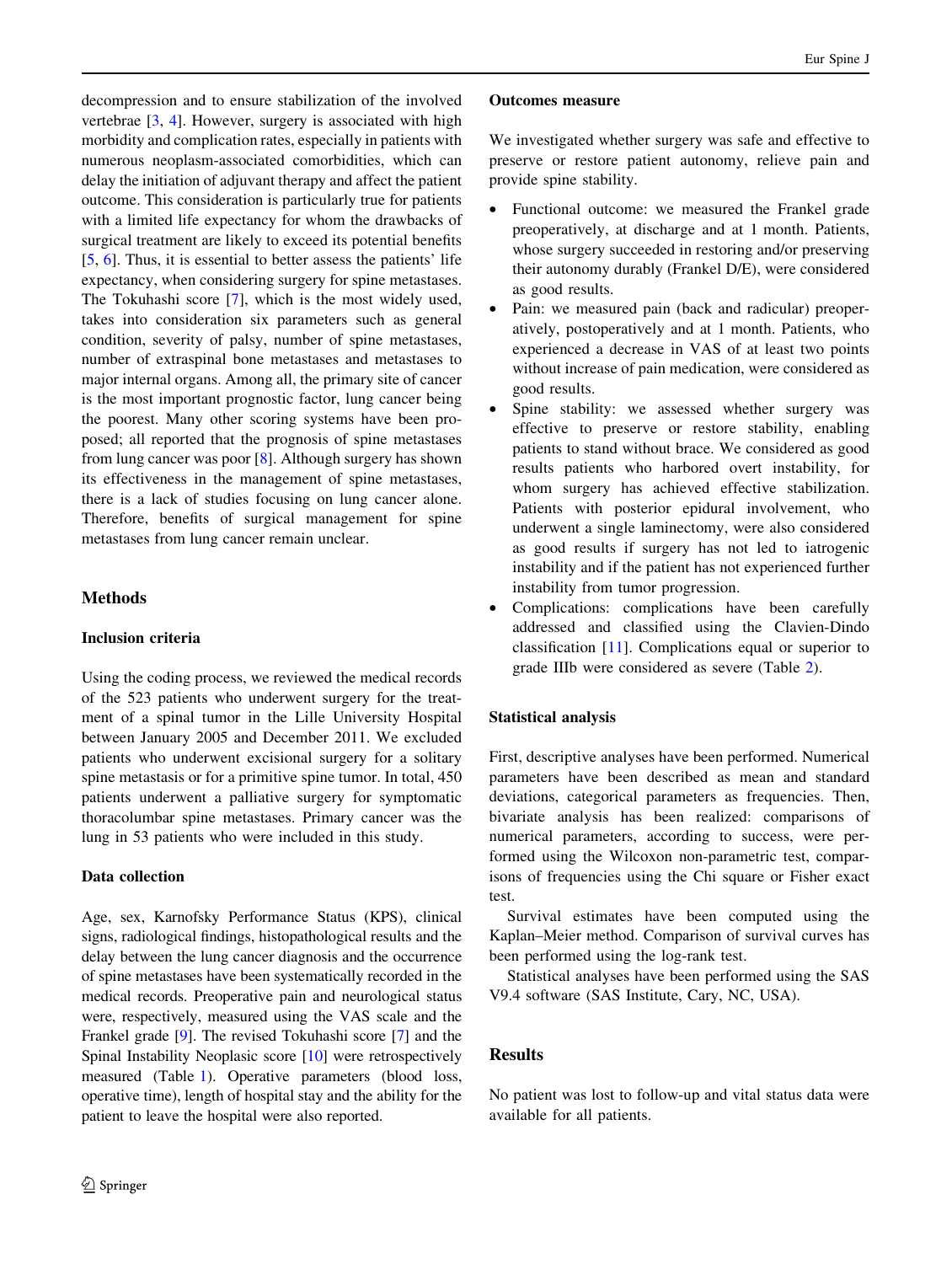decompression and to ensure stabilization of the involved vertebrae [3, 4]. However, surgery is associated with high morbidity and complication rates, especially in patients with numerous neoplasm-associated comorbidities, which can delay the initiation of adjuvant therapy and affect the patient outcome. This consideration is particularly true for patients with a limited life expectancy for whom the drawbacks of surgical treatment are likely to exceed its potential benefits [5, 6]. Thus, it is essential to better assess the patients' life expectancy, when considering surgery for spine metastases. The Tokuhashi score [7], which is the most widely used, takes into consideration six parameters such as general condition, severity of palsy, number of spine metastases, number of extraspinal bone metastases and metastases to major internal organs. Among all, the primary site of cancer is the most important prognostic factor, lung cancer being the poorest. Many other scoring systems have been proposed; all reported that the prognosis of spine metastases from lung cancer was poor [8]. Although surgery has shown its effectiveness in the management of spine metastases, there is a lack of studies focusing on lung cancer alone. Therefore, benefits of surgical management for spine metastases from lung cancer remain unclear.

## Methods

### Inclusion criteria

Using the coding process, we reviewed the medical records of the 523 patients who underwent surgery for the treatment of a spinal tumor in the Lille University Hospital between January 2005 and December 2011. We excluded patients who underwent excisional surgery for a solitary spine metastasis or for a primitive spine tumor. In total, 450 patients underwent a palliative surgery for symptomatic thoracolumbar spine metastases. Primary cancer was the lung in 53 patients who were included in this study.

### Data collection

Age, sex, Karnofsky Performance Status (KPS), clinical signs, radiological findings, histopathological results and the delay between the lung cancer diagnosis and the occurrence of spine metastases have been systematically recorded in the medical records. Preoperative pain and neurological status were, respectively, measured using the VAS scale and the Frankel grade [9]. The revised Tokuhashi score [7] and the Spinal Instability Neoplasic score [10] were retrospectively measured (Table 1). Operative parameters (blood loss, operative time), length of hospital stay and the ability for the patient to leave the hospital were also reported.

### Outcomes measure

We investigated whether surgery was safe and effective to preserve or restore patient autonomy, relieve pain and provide spine stability.

- Functional outcome: we measured the Frankel grade preoperatively, at discharge and at 1 month. Patients, whose surgery succeeded in restoring and/or preserving their autonomy durably (Frankel D/E), were considered as good results.
- Pain: we measured pain (back and radicular) preoperatively, postoperatively and at 1 month. Patients, who experienced a decrease in VAS of at least two points without increase of pain medication, were considered as good results.
- Spine stability: we assessed whether surgery was effective to preserve or restore stability, enabling patients to stand without brace. We considered as good results patients who harbored overt instability, for whom surgery has achieved effective stabilization. Patients with posterior epidural involvement, who underwent a single laminectomy, were also considered as good results if surgery has not led to iatrogenic instability and if the patient has not experienced further instability from tumor progression.
- Complications: complications have been carefully addressed and classified using the Clavien-Dindo classification [11]. Complications equal or superior to grade IIIb were considered as severe (Table 2).

### Statistical analysis

First, descriptive analyses have been performed. Numerical parameters have been described as mean and standard deviations, categorical parameters as frequencies. Then, bivariate analysis has been realized: comparisons of numerical parameters, according to success, were performed using the Wilcoxon non-parametric test, comparisons of frequencies using the Chi square or Fisher exact test.

Survival estimates have been computed using the Kaplan–Meier method. Comparison of survival curves has been performed using the log-rank test.

Statistical analyses have been performed using the SAS V9.4 software (SAS Institute, Cary, NC, USA).

## Results

No patient was lost to follow-up and vital status data were available for all patients.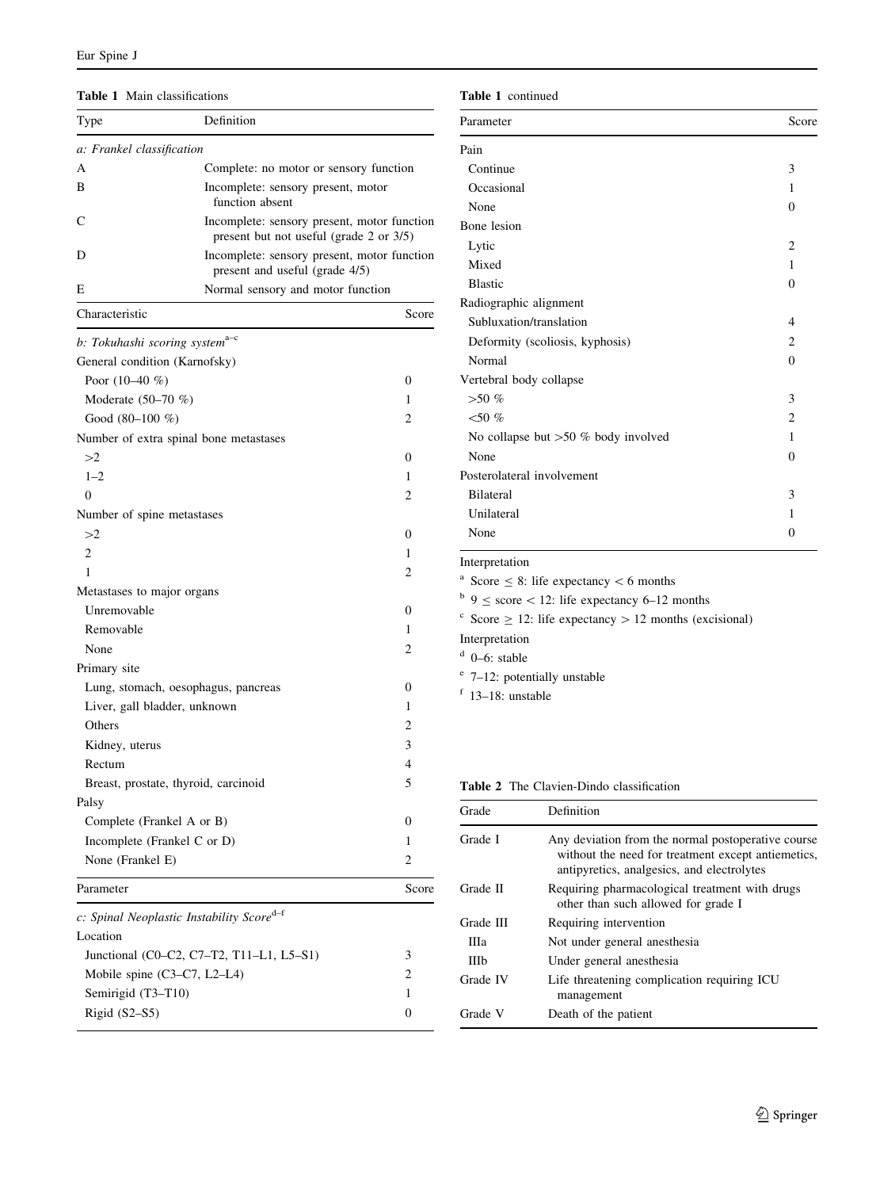**Table 1** Main classifications

| Type | Definition |
|---|---|
| *a: Frankel classification* | |
| A | Complete: no motor or sensory function |
| B | Incomplete: sensory present, motor function absent |
| C | Incomplete: sensory present, motor function present but not useful (grade 2 or 3/5) |
| D | Incomplete: sensory present, motor function present and useful (grade 4/5) |
| E | Normal sensory and motor function |

| Characteristic | Score |
|---|---|
| *b: Tokuhashi scoring system*[a–c] | |
| General condition (Karnofsky) | |
| Poor (10–40 %) | 0 |
| Moderate (50–70 %) | 1 |
| Good (80–100 %) | 2 |
| Number of extra spinal bone metastases | |
| >2 | 0 |
| 1–2 | 1 |
| 0 | 2 |
| Number of spine metastases | |
| >2 | 0 |
| 2 | 1 |
| 1 | 2 |
| Metastases to major organs | |
| Unremovable | 0 |
| Removable | 1 |
| None | 2 |
| Primary site | |
| Lung, stomach, oesophagus, pancreas | 0 |
| Liver, gall bladder, unknown | 1 |
| Others | 2 |
| Kidney, uterus | 3 |
| Rectum | 4 |
| Breast, prostate, thyroid, carcinoid | 5 |
| Palsy | |
| Complete (Frankel A or B) | 0 |
| Incomplete (Frankel C or D) | 1 |
| None (Frankel E) | 2 |

| Parameter | Score |
|---|---|
| *c: Spinal Neoplastic Instability Score*[d–f] | |
| Location | |
| Junctional (C0–C2, C7–T2, T11–L1, L5–S1) | 3 |
| Mobile spine (C3–C7, L2–L4) | 2 |
| Semirigid (T3–T10) | 1 |
| Rigid (S2–S5) | 0 |
| Pain | |
| Continue | 3 |
| Occasional | 1 |
| None | 0 |
| Bone lesion | |
| Lytic | 2 |
| Mixed | 1 |
| Blastic | 0 |
| Radiographic alignment | |
| Subluxation/translation | 4 |
| Deformity (scoliosis, kyphosis) | 2 |
| Normal | 0 |
| Vertebral body collapse | |
| >50 % | 3 |
| <50 % | 2 |
| No collapse but >50 % body involved | 1 |
| None | 0 |
| Posterolateral involvement | |
| Bilateral | 3 |
| Unilateral | 1 |
| None | 0 |

Interpretation

[a] Score $\leq$ 8: life expectancy < 6 months

[b] 9 $\leq$ score < 12: life expectancy 6–12 months

[c] Score $\geq$ 12: life expectancy > 12 months (excisional)

Interpretation

[d] 0–6: stable

[e] 7–12: potentially unstable

[f] 13–18: unstable

**Table 2** The Clavien-Dindo classification

| Grade | Definition |
|---|---|
| Grade I | Any deviation from the normal postoperative course without the need for treatment except antiemetics, antipyretics, analgesics, and electrolytes |
| Grade II | Requiring pharmacological treatment with drugs other than such allowed for grade I |
| Grade III | Requiring intervention |
| IIIa | Not under general anesthesia |
| IIIb | Under general anesthesia |
| Grade IV | Life threatening complication requiring ICU management |
| Grade V | Death of the patient |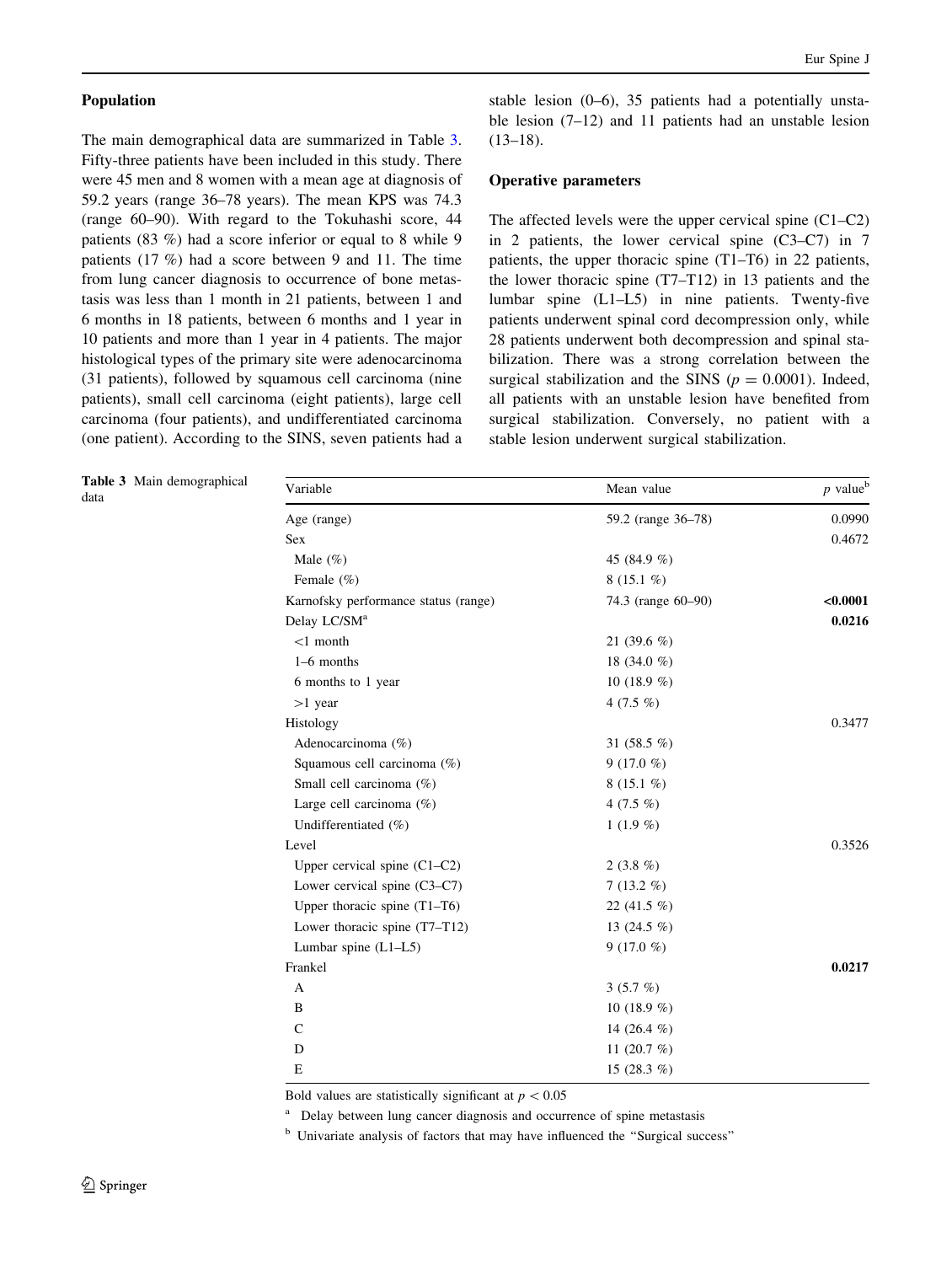## Population

The main demographical data are summarized in Table 3. Fifty-three patients have been included in this study. There were 45 men and 8 women with a mean age at diagnosis of 59.2 years (range 36–78 years). The mean KPS was 74.3 (range 60–90). With regard to the Tokuhashi score, 44 patients (83 %) had a score inferior or equal to 8 while 9 patients (17 %) had a score between 9 and 11. The time from lung cancer diagnosis to occurrence of bone metastasis was less than 1 month in 21 patients, between 1 and 6 months in 18 patients, between 6 months and 1 year in 10 patients and more than 1 year in 4 patients. The major histological types of the primary site were adenocarcinoma (31 patients), followed by squamous cell carcinoma (nine patients), small cell carcinoma (eight patients), large cell carcinoma (four patients), and undifferentiated carcinoma (one patient). According to the SINS, seven patients had a stable lesion (0–6), 35 patients had a potentially unstable lesion (7–12) and 11 patients had an unstable lesion (13–18).

## Operative parameters

The affected levels were the upper cervical spine (C1–C2) in 2 patients, the lower cervical spine (C3–C7) in 7 patients, the upper thoracic spine (T1–T6) in 22 patients, the lower thoracic spine (T7–T12) in 13 patients and the lumbar spine (L1–L5) in nine patients. Twenty-five patients underwent spinal cord decompression only, while 28 patients underwent both decompression and spinal stabilization. There was a strong correlation between the surgical stabilization and the SINS ($p = 0.0001$). Indeed, all patients with an unstable lesion have benefited from surgical stabilization. Conversely, no patient with a stable lesion underwent surgical stabilization.

**Table 3** Main demographical data

| Variable | Mean value | $p$ value[b] |
|---|---|---|
| Age (range) | 59.2 (range 36–78) | 0.0990 |
| Sex | | 0.4672 |
| Male (%) | 45 (84.9 %) | |
| Female (%) | 8 (15.1 %) | |
| Karnofsky performance status (range) | 74.3 (range 60–90) | **<0.0001** |
| Delay LC/SM[a] | | **0.0216** |
| <1 month | 21 (39.6 %) | |
| 1–6 months | 18 (34.0 %) | |
| 6 months to 1 year | 10 (18.9 %) | |
| >1 year | 4 (7.5 %) | |
| Histology | | 0.3477 |
| Adenocarcinoma (%) | 31 (58.5 %) | |
| Squamous cell carcinoma (%) | 9 (17.0 %) | |
| Small cell carcinoma (%) | 8 (15.1 %) | |
| Large cell carcinoma (%) | 4 (7.5 %) | |
| Undifferentiated (%) | 1 (1.9 %) | |
| Level | | 0.3526 |
| Upper cervical spine (C1–C2) | 2 (3.8 %) | |
| Lower cervical spine (C3–C7) | 7 (13.2 %) | |
| Upper thoracic spine (T1–T6) | 22 (41.5 %) | |
| Lower thoracic spine (T7–T12) | 13 (24.5 %) | |
| Lumbar spine (L1–L5) | 9 (17.0 %) | |
| Frankel | | **0.0217** |
| A | 3 (5.7 %) | |
| B | 10 (18.9 %) | |
| C | 14 (26.4 %) | |
| D | 11 (20.7 %) | |
| E | 15 (28.3 %) | |

Bold values are statistically significant at $p < 0.05$

[a] Delay between lung cancer diagnosis and occurrence of spine metastasis

[b] Univariate analysis of factors that may have influenced the "Surgical success"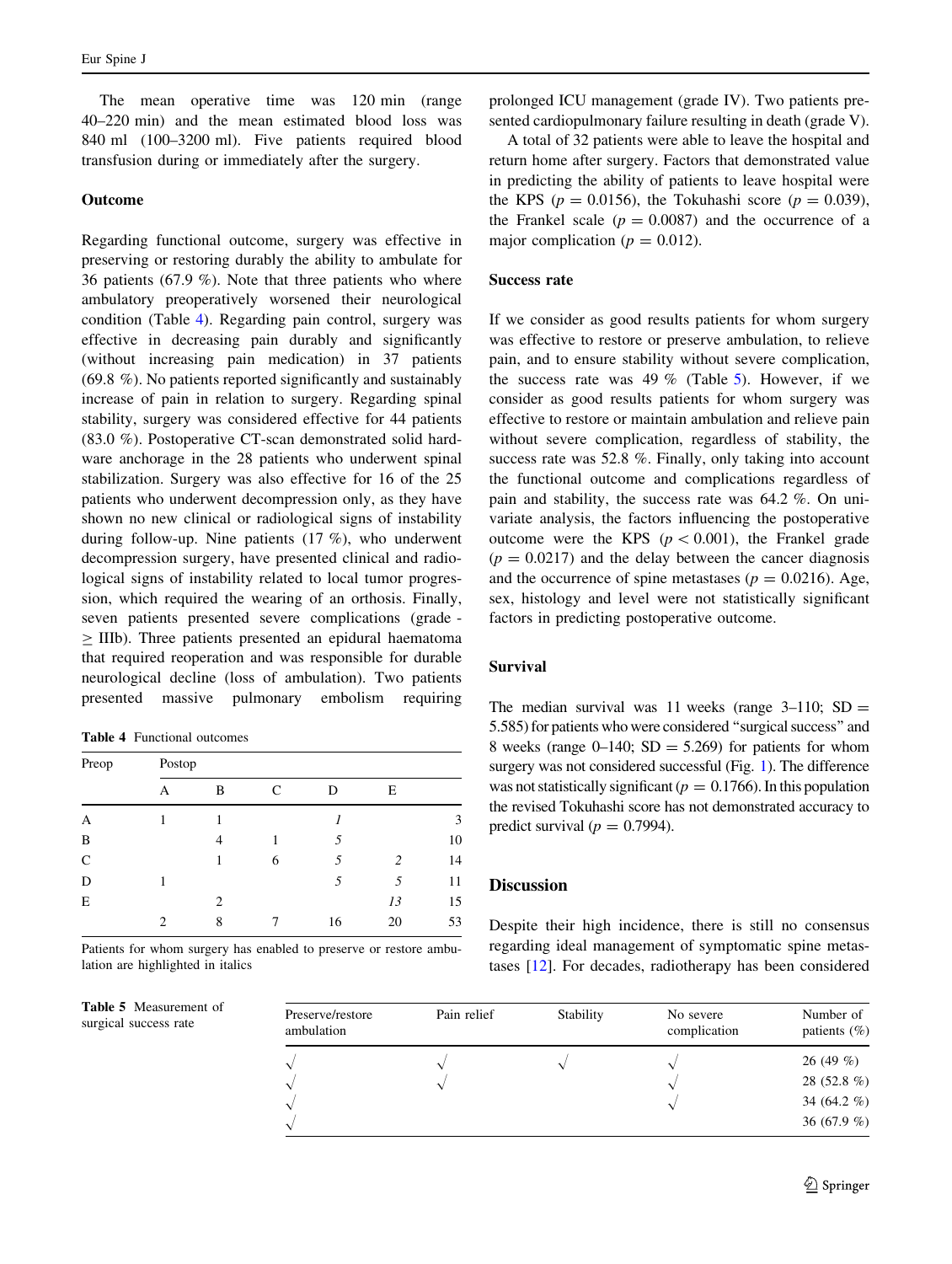The mean operative time was 120 min (range 40–220 min) and the mean estimated blood loss was 840 ml (100–3200 ml). Five patients required blood transfusion during or immediately after the surgery.

### Outcome

Regarding functional outcome, surgery was effective in preserving or restoring durably the ability to ambulate for 36 patients (67.9 %). Note that three patients who where ambulatory preoperatively worsened their neurological condition (Table 4). Regarding pain control, surgery was effective in decreasing pain durably and significantly (without increasing pain medication) in 37 patients (69.8 %). No patients reported significantly and sustainably increase of pain in relation to surgery. Regarding spinal stability, surgery was considered effective for 44 patients (83.0 %). Postoperative CT-scan demonstrated solid hardware anchorage in the 28 patients who underwent spinal stabilization. Surgery was also effective for 16 of the 25 patients who underwent decompression only, as they have shown no new clinical or radiological signs of instability during follow-up. Nine patients (17 %), who underwent decompression surgery, have presented clinical and radiological signs of instability related to local tumor progression, which required the wearing of an orthosis. Finally, seven patients presented severe complications (grade - ≥ IIIb). Three patients presented an epidural haematoma that required reoperation and was responsible for durable neurological decline (loss of ambulation). Two patients presented massive pulmonary embolism requiring prolonged ICU management (grade IV). Two patients presented cardiopulmonary failure resulting in death (grade V).

**Table 4** Functional outcomes

| Preop | Postop | | | | | |
|---|---|---|---|---|---|---|
| | A | B | C | D | E | |
| A | 1 | 1 | | *1* | | 3 |
| B | | 4 | 1 | *5* | | 10 |
| C | | 1 | 6 | *5* | *2* | 14 |
| D | 1 | | | *5* | *5* | 11 |
| E | | 2 | | | *13* | 15 |
| | 2 | 8 | 7 | 16 | 20 | 53 |

Patients for whom surgery has enabled to preserve or restore ambulation are highlighted in italics

A total of 32 patients were able to leave the hospital and return home after surgery. Factors that demonstrated value in predicting the ability of patients to leave hospital were the KPS ($p = 0.0156$), the Tokuhashi score ($p = 0.039$), the Frankel scale ($p = 0.0087$) and the occurrence of a major complication ($p = 0.012$).

### Success rate

If we consider as good results patients for whom surgery was effective to restore or preserve ambulation, to relieve pain, and to ensure stability without severe complication, the success rate was 49 % (Table 5). However, if we consider as good results patients for whom surgery was effective to restore or maintain ambulation and relieve pain without severe complication, regardless of stability, the success rate was 52.8 %. Finally, only taking into account the functional outcome and complications regardless of pain and stability, the success rate was 64.2 %. On univariate analysis, the factors influencing the postoperative outcome were the KPS ($p < 0.001$), the Frankel grade ($p = 0.0217$) and the delay between the cancer diagnosis and the occurrence of spine metastases ($p = 0.0216$). Age, sex, histology and level were not statistically significant factors in predicting postoperative outcome.

### Survival

The median survival was 11 weeks (range 3–110; SD = 5.585) for patients who were considered "surgical success" and 8 weeks (range 0–140; SD = 5.269) for patients for whom surgery was not considered successful (Fig. 1). The difference was not statistically significant ($p = 0.1766$). In this population the revised Tokuhashi score has not demonstrated accuracy to predict survival ($p = 0.7994$).

## Discussion

Despite their high incidence, there is still no consensus regarding ideal management of symptomatic spine metastases [12]. For decades, radiotherapy has been considered

**Table 5** Measurement of surgical success rate

| Preserve/restore ambulation | Pain relief | Stability | No severe complication | Number of patients (%) |
|---|---|---|---|---|
| √ | √ | √ | √ | 26 (49 %) |
| √ | √ | | √ | 28 (52.8 %) |
| √ | | | √ | 34 (64.2 %) |
| √ | | | | 36 (67.9 %) |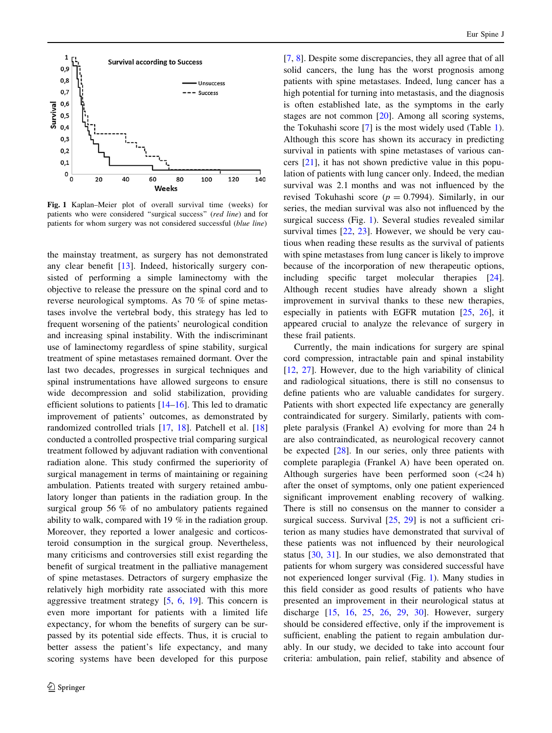**Fig. 1** Kaplan–Meier plot of overall survival time (weeks) for patients who were considered "surgical success" (*red line*) and for patients for whom surgery was not considered successful (*blue line*)

the mainstay treatment, as surgery has not demonstrated any clear benefit [13]. Indeed, historically surgery consisted of performing a simple laminectomy with the objective to release the pressure on the spinal cord and to reverse neurological symptoms. As 70 % of spine metastases involve the vertebral body, this strategy has led to frequent worsening of the patients' neurological condition and increasing spinal instability. With the indiscriminant use of laminectomy regardless of spine stability, surgical treatment of spine metastases remained dormant. Over the last two decades, progresses in surgical techniques and spinal instrumentations have allowed surgeons to ensure wide decompression and solid stabilization, providing efficient solutions to patients [14–16]. This led to dramatic improvement of patients' outcomes, as demonstrated by randomized controlled trials [17, 18]. Patchell et al. [18] conducted a controlled prospective trial comparing surgical treatment followed by adjuvant radiation with conventional radiation alone. This study confirmed the superiority of surgical management in terms of maintaining or regaining ambulation. Patients treated with surgery retained ambulatory longer than patients in the radiation group. In the surgical group 56 % of no ambulatory patients regained ability to walk, compared with 19 % in the radiation group. Moreover, they reported a lower analgesic and corticosteroid consumption in the surgical group. Nevertheless, many criticisms and controversies still exist regarding the benefit of surgical treatment in the palliative management of spine metastases. Detractors of surgery emphasize the relatively high morbidity rate associated with this more aggressive treatment strategy [5, 6, 19]. This concern is even more important for patients with a limited life expectancy, for whom the benefits of surgery can be surpassed by its potential side effects. Thus, it is crucial to better assess the patient's life expectancy, and many scoring systems have been developed for this purpose [7, 8]. Despite some discrepancies, they all agree that of all solid cancers, the lung has the worst prognosis among patients with spine metastases. Indeed, lung cancer has a high potential for turning into metastasis, and the diagnosis is often established late, as the symptoms in the early stages are not common [20]. Among all scoring systems, the Tokuhashi score [7] is the most widely used (Table 1). Although this score has shown its accuracy in predicting survival in patients with spine metastases of various cancers [21], it has not shown predictive value in this population of patients with lung cancer only. Indeed, the median survival was 2.1 months and was not influenced by the revised Tokuhashi score ($p = 0.7994$). Similarly, in our series, the median survival was also not influenced by the surgical success (Fig. 1). Several studies revealed similar survival times [22, 23]. However, we should be very cautious when reading these results as the survival of patients with spine metastases from lung cancer is likely to improve because of the incorporation of new therapeutic options, including specific target molecular therapies [24]. Although recent studies have already shown a slight improvement in survival thanks to these new therapies, especially in patients with EGFR mutation [25, 26], it appeared crucial to analyze the relevance of surgery in these frail patients.

Currently, the main indications for surgery are spinal cord compression, intractable pain and spinal instability [12, 27]. However, due to the high variability of clinical and radiological situations, there is still no consensus to define patients who are valuable candidates for surgery. Patients with short expected life expectancy are generally contraindicated for surgery. Similarly, patients with complete paralysis (Frankel A) evolving for more than 24 h are also contraindicated, as neurological recovery cannot be expected [28]. In our series, only three patients with complete paraplegia (Frankel A) have been operated on. Although surgeries have been performed soon (<24 h) after the onset of symptoms, only one patient experienced significant improvement enabling recovery of walking. There is still no consensus on the manner to consider a surgical success. Survival [25, 29] is not a sufficient criterion as many studies have demonstrated that survival of these patients was not influenced by their neurological status [30, 31]. In our studies, we also demonstrated that patients for whom surgery was considered successful have not experienced longer survival (Fig. 1). Many studies in this field consider as good results of patients who have presented an improvement in their neurological status at discharge [15, 16, 25, 26, 29, 30]. However, surgery should be considered effective, only if the improvement is sufficient, enabling the patient to regain ambulation durably. In our study, we decided to take into account four criteria: ambulation, pain relief, stability and absence of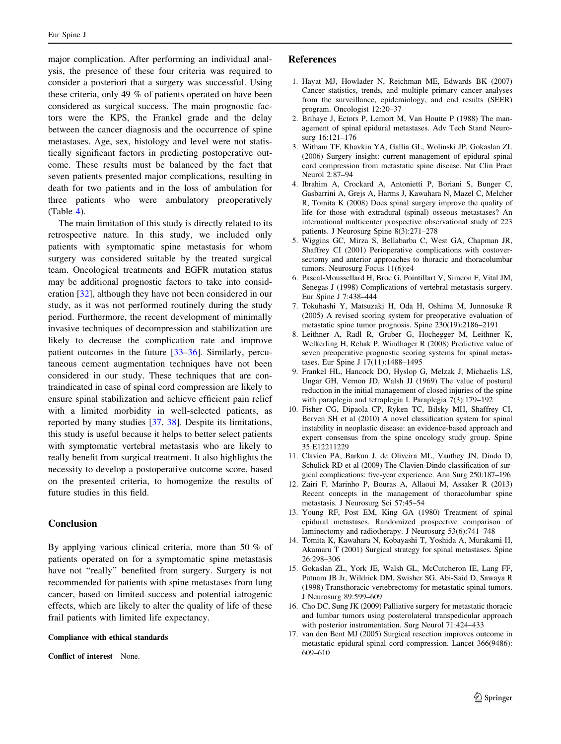major complication. After performing an individual analysis, the presence of these four criteria was required to consider a posteriori that a surgery was successful. Using these criteria, only 49 % of patients operated on have been considered as surgical success. The main prognostic factors were the KPS, the Frankel grade and the delay between the cancer diagnosis and the occurrence of spine metastases. Age, sex, histology and level were not statistically significant factors in predicting postoperative outcome. These results must be balanced by the fact that seven patients presented major complications, resulting in death for two patients and in the loss of ambulation for three patients who were ambulatory preoperatively (Table 4).

The main limitation of this study is directly related to its retrospective nature. In this study, we included only patients with symptomatic spine metastasis for whom surgery was considered suitable by the treated surgical team. Oncological treatments and EGFR mutation status may be additional prognostic factors to take into consideration [32], although they have not been considered in our study, as it was not performed routinely during the study period. Furthermore, the recent development of minimally invasive techniques of decompression and stabilization are likely to decrease the complication rate and improve patient outcomes in the future [33–36]. Similarly, percutaneous cement augmentation techniques have not been considered in our study. These techniques that are contraindicated in case of spinal cord compression are likely to ensure spinal stabilization and achieve efficient pain relief with a limited morbidity in well-selected patients, as reported by many studies [37, 38]. Despite its limitations, this study is useful because it helps to better select patients with symptomatic vertebral metastasis who are likely to really benefit from surgical treatment. It also highlights the necessity to develop a postoperative outcome score, based on the presented criteria, to homogenize the results of future studies in this field.

## Conclusion

By applying various clinical criteria, more than 50 % of patients operated on for a symptomatic spine metastasis have not "really" benefited from surgery. Surgery is not recommended for patients with spine metastases from lung cancer, based on limited success and potential iatrogenic effects, which are likely to alter the quality of life of these frail patients with limited life expectancy.

**Compliance with ethical standards**

**Conflict of interest** None.

## References

1. Hayat MJ, Howlader N, Reichman ME, Edwards BK (2007) Cancer statistics, trends, and multiple primary cancer analyses from the surveillance, epidemiology, and end results (SEER) program. Oncologist 12:20–37
2. Brihaye J, Ectors P, Lemort M, Van Houtte P (1988) The management of spinal epidural metastases. Adv Tech Stand Neurosurg 16:121–176
3. Witham TF, Khavkin YA, Gallia GL, Wolinski JP, Gokaslan ZL (2006) Surgery insight: current management of epidural spinal cord compression from metastatic spine disease. Nat Clin Pract Neurol 2:87–94
4. Ibrahim A, Crockard A, Antonietti P, Boriani S, Bunger C, Gasbarrini A, Grejs A, Harms J, Kawahara N, Mazel C, Melcher R, Tomita K (2008) Does spinal surgery improve the quality of life for those with extradural (spinal) osseous metastases? An international multicenter prospective observational study of 223 patients. J Neurosurg Spine 8(3):271–278
5. Wiggins GC, Mirza S, Bellabarba C, West GA, Chapman JR, Shaffrey CI (2001) Perioperative complications with costovertsectomy and anterior approaches to thoracic and thoracolumbar tumors. Neurosurg Focus 11(6):e4
6. Pascal-Moussellard H, Broc G, Pointillart V, Simeon F, Vital JM, Senegas J (1998) Complications of vertebral metastasis surgery. Eur Spine J 7:438–444
7. Tokuhashi Y, Matsuzaki H, Oda H, Oshima M, Junnosuke R (2005) A revised scoring system for preoperative evaluation of metastatic spine tumor prognosis. Spine 230(19):2186–2191
8. Leithner A, Radl R, Gruber G, Hochegger M, Leithner K, Welkerling H, Rehak P, Windhager R (2008) Predictive value of seven preoperative prognostic scoring systems for spinal metastases. Eur Spine J 17(11):1488–1495
9. Frankel HL, Hancock DO, Hyslop G, Melzak J, Michaelis LS, Ungar GH, Vernon JD, Walsh JJ (1969) The value of postural reduction in the initial management of closed injuries of the spine with paraplegia and tetraplegia I. Paraplegia 7(3):179–192
10. Fisher CG, Dipaola CP, Ryken TC, Bilsky MH, Shaffrey CI, Berven SH et al (2010) A novel classification system for spinal instability in neoplastic disease: an evidence-based approach and expert consensus from the spine oncology study group. Spine 35:E12211229
11. Clavien PA, Barkun J, de Oliveira ML, Vauthey JN, Dindo D, Schulick RD et al (2009) The Clavien-Dindo classification of surgical complications: five-year experience. Ann Surg 250:187–196
12. Zairi F, Marinho P, Bouras A, Allaoui M, Assaker R (2013) Recent concepts in the management of thoracolumbar spine metastasis. J Neurosurg Sci 57:45–54
13. Young RF, Post EM, King GA (1980) Treatment of spinal epidural metastases. Randomized prospective comparison of laminectomy and radiotherapy. J Neurosurg 53(6):741–748
14. Tomita K, Kawahara N, Kobayashi T, Yoshida A, Murakami H, Akamaru T (2001) Surgical strategy for spinal metastases. Spine 26:298–306
15. Gokaslan ZL, York JE, Walsh GL, McCutcheron IE, Lang FF, Putnam JB Jr, Wildrick DM, Swisher SG, Abi-Said D, Sawaya R (1998) Transthoracic vertebrectomy for metastatic spinal tumors. J Neurosurg 89:599–609
16. Cho DC, Sung JK (2009) Palliative surgery for metastatic thoracic and lumbar tumors using posterolateral transpedicular approach with posterior instrumentation. Surg Neurol 71:424–433
17. van den Bent MJ (2005) Surgical resection improves outcome in metastatic epidural spinal cord compression. Lancet 366(9486): 609–610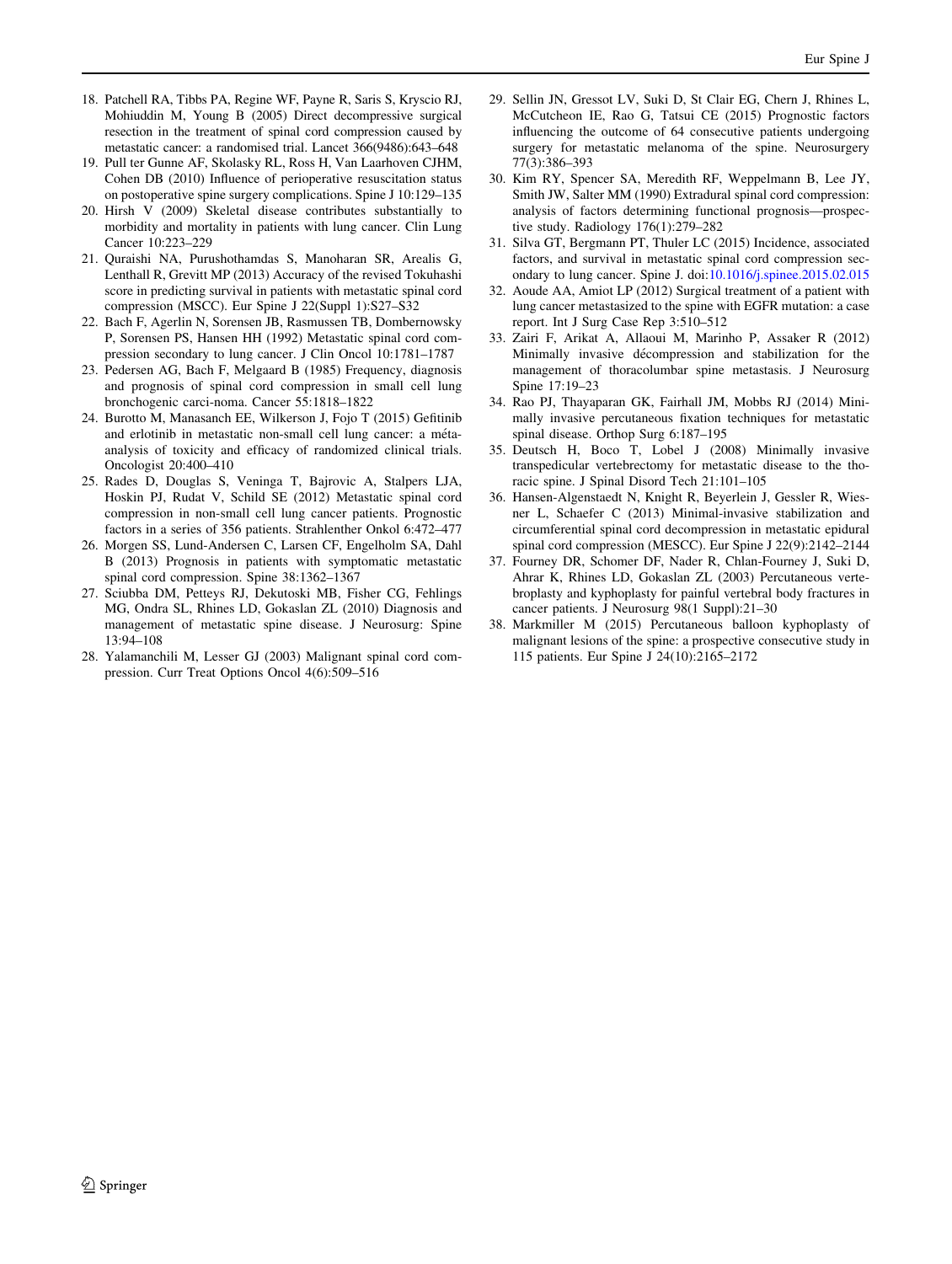18. Patchell RA, Tibbs PA, Regine WF, Payne R, Saris S, Kryscio RJ, Mohiuddin M, Young B (2005) Direct decompressive surgical resection in the treatment of spinal cord compression caused by metastatic cancer: a randomised trial. Lancet 366(9486):643–648
19. Pull ter Gunne AF, Skolasky RL, Ross H, Van Laarhoven CJHM, Cohen DB (2010) Influence of perioperative resuscitation status on postoperative spine surgery complications. Spine J 10:129–135
20. Hirsh V (2009) Skeletal disease contributes substantially to morbidity and mortality in patients with lung cancer. Clin Lung Cancer 10:223–229
21. Quraishi NA, Purushothamdas S, Manoharan SR, Arealis G, Lenthall R, Grevitt MP (2013) Accuracy of the revised Tokuhashi score in predicting survival in patients with metastatic spinal cord compression (MSCC). Eur Spine J 22(Suppl 1):S27–S32
22. Bach F, Agerlin N, Sorensen JB, Rasmussen TB, Dombernowsky P, Sorensen PS, Hansen HH (1992) Metastatic spinal cord compression secondary to lung cancer. J Clin Oncol 10:1781–1787
23. Pedersen AG, Bach F, Melgaard B (1985) Frequency, diagnosis and prognosis of spinal cord compression in small cell lung bronchogenic carci-noma. Cancer 55:1818–1822
24. Burotto M, Manasanch EE, Wilkerson J, Fojo T (2015) Gefitinib and erlotinib in metastatic non-small cell lung cancer: a méta-analysis of toxicity and efficacy of randomized clinical trials. Oncologist 20:400–410
25. Rades D, Douglas S, Veninga T, Bajrovic A, Stalpers LJA, Hoskin PJ, Rudat V, Schild SE (2012) Metastatic spinal cord compression in non-small cell lung cancer patients. Prognostic factors in a series of 356 patients. Strahlenther Onkol 6:472–477
26. Morgen SS, Lund-Andersen C, Larsen CF, Engelholm SA, Dahl B (2013) Prognosis in patients with symptomatic metastatic spinal cord compression. Spine 38:1362–1367
27. Sciubba DM, Petteys RJ, Dekutoski MB, Fisher CG, Fehlings MG, Ondra SL, Rhines LD, Gokaslan ZL (2010) Diagnosis and management of metastatic spine disease. J Neurosurg: Spine 13:94–108
28. Yalamanchili M, Lesser GJ (2003) Malignant spinal cord compression. Curr Treat Options Oncol 4(6):509–516
29. Sellin JN, Gressot LV, Suki D, St Clair EG, Chern J, Rhines L, McCutcheon IE, Rao G, Tatsui CE (2015) Prognostic factors influencing the outcome of 64 consecutive patients undergoing surgery for metastatic melanoma of the spine. Neurosurgery 77(3):386–393
30. Kim RY, Spencer SA, Meredith RF, Weppelmann B, Lee JY, Smith JW, Salter MM (1990) Extradural spinal cord compression: analysis of factors determining functional prognosis—prospective study. Radiology 176(1):279–282
31. Silva GT, Bergmann PT, Thuler LC (2015) Incidence, associated factors, and survival in metastatic spinal cord compression secondary to lung cancer. Spine J. doi:10.1016/j.spinee.2015.02.015
32. Aoude AA, Amiot LP (2012) Surgical treatment of a patient with lung cancer metastasized to the spine with EGFR mutation: a case report. Int J Surg Case Rep 3:510–512
33. Zairi F, Arikat A, Allaoui M, Marinho P, Assaker R (2012) Minimally invasive décompression and stabilization for the management of thoracolumbar spine metastasis. J Neurosurg Spine 17:19–23
34. Rao PJ, Thayaparan GK, Fairhall JM, Mobbs RJ (2014) Minimally invasive percutaneous fixation techniques for metastatic spinal disease. Orthop Surg 6:187–195
35. Deutsch H, Boco T, Lobel J (2008) Minimally invasive transpedicular vertebrectomy for metastatic disease to the thoracic spine. J Spinal Disord Tech 21:101–105
36. Hansen-Algenstaedt N, Knight R, Beyerlein J, Gessler R, Wiesner L, Schaefer C (2013) Minimal-invasive stabilization and circumferential spinal cord decompression in metastatic epidural spinal cord compression (MESCC). Eur Spine J 22(9):2142–2144
37. Fourney DR, Schomer DF, Nader R, Chlan-Fourney J, Suki D, Ahrar K, Rhines LD, Gokaslan ZL (2003) Percutaneous vertebroplasty and kyphoplasty for painful vertebral body fractures in cancer patients. J Neurosurg 98(1 Suppl):21–30
38. Markmiller M (2015) Percutaneous balloon kyphoplasty of malignant lesions of the spine: a prospective consecutive study in 115 patients. Eur Spine J 24(10):2165–2172